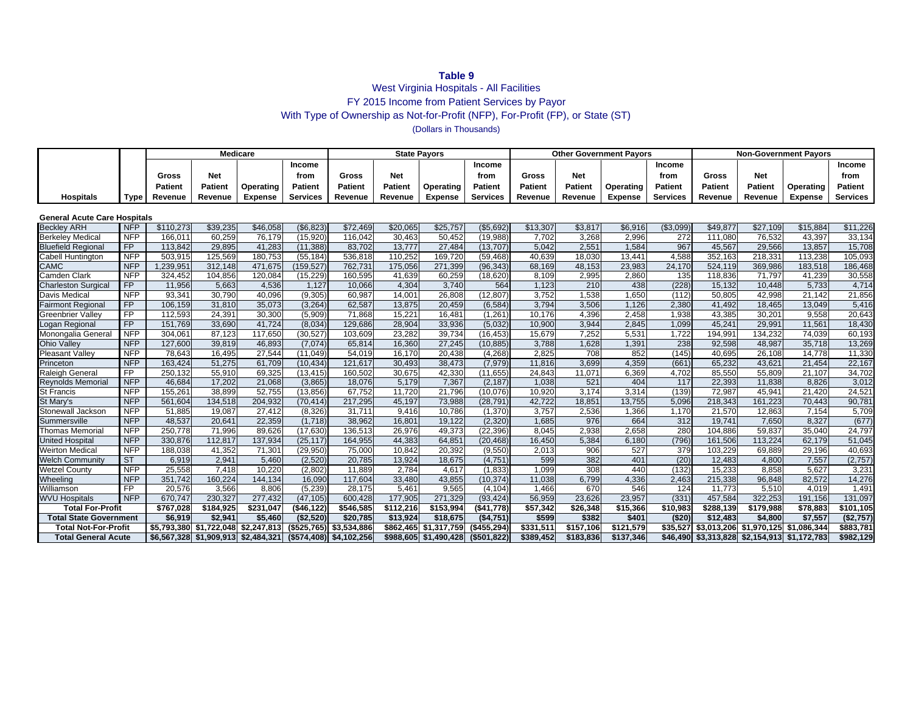**Table 9**

West Virginia Hospitals - All Facilities

FY 2015 Income from Patient Services by Payor

With Type of Ownership as Not-for-Profit (NFP), For-Profit (FP), or State (ST)

(Dollars in Thousands)

| | | Medicare | | | | State Payors | | | | Other Government Payors | | | | Non-Government Payors | | | |
|---|---|---|---|---|---|---|---|---|---|---|---|---|---|---|---|---|---|
| Hospitals | Type | Gross Patient Revenue | Net Patient Revenue | Operating Expense | Income from Patient Services | Gross Patient Revenue | Net Patient Revenue | Operating Expense | Income from Patient Services | Gross Patient Revenue | Net Patient Revenue | Operating Expense | Income from Patient Services | Gross Patient Revenue | Net Patient Revenue | Operating Expense | Income from Patient Services |
| **General Acute Care Hospitals** | | | | | | | | | | | | | | | | | |
| Beckley ARH | NFP | $110,273 | $39,235 | $46,058 | ($6,823) | $72,469 | $20,065 | $25,757 | ($5,692) | $13,307 | $3,817 | $6,916 | ($3,099) | $49,877 | $27,109 | $15,884 | $11,226 |
| Berkeley Medical | NFP | 166,011 | 60,259 | 76,179 | (15,920) | 116,042 | 30,463 | 50,452 | (19,988) | 7,702 | 3,268 | 2,996 | 272 | 111,080 | 76,532 | 43,397 | 33,134 |
| Bluefield Regional | FP | 113,842 | 29,895 | 41,283 | (11,388) | 83,702 | 13,777 | 27,484 | (13,707) | 5,042 | 2,551 | 1,584 | 967 | 45,567 | 29,566 | 13,857 | 15,708 |
| Cabell Huntington | NFP | 503,915 | 125,569 | 180,753 | (55,184) | 536,818 | 110,252 | 169,720 | (59,468) | 40,639 | 18,030 | 13,441 | 4,588 | 352,163 | 218,331 | 113,238 | 105,093 |
| CAMC | NFP | 1,239,951 | 312,148 | 471,675 | (159,527) | 762,731 | 175,056 | 271,399 | (96,343) | 68,169 | 48,153 | 23,983 | 24,170 | 524,119 | 369,986 | 183,518 | 186,468 |
| Camden Clark | NFP | 324,452 | 104,856 | 120,084 | (15,229) | 160,595 | 41,639 | 60,259 | (18,620) | 8,109 | 2,995 | 2,860 | 135 | 118,836 | 71,797 | 41,239 | 30,558 |
| Charleston Surgical | FP | 11,956 | 5,663 | 4,536 | 1,127 | 10,066 | 4,304 | 3,740 | 564 | 1,123 | 210 | 438 | (228) | 15,132 | 10,448 | 5,733 | 4,714 |
| Davis Medical | NFP | 93,341 | 30,790 | 40,096 | (9,305) | 60,987 | 14,001 | 26,808 | (12,807) | 3,752 | 1,538 | 1,650 | (112) | 50,805 | 42,998 | 21,142 | 21,856 |
| Fairmont Regional | FP | 106,159 | 31,810 | 35,073 | (3,264) | 62,587 | 13,875 | 20,459 | (6,584) | 3,794 | 3,506 | 1,126 | 2,380 | 41,492 | 18,465 | 13,049 | 5,416 |
| Greenbrier Valley | FP | 112,593 | 24,391 | 30,300 | (5,909) | 71,868 | 15,221 | 16,481 | (1,261) | 10,176 | 4,396 | 2,458 | 1,938 | 43,385 | 30,201 | 9,558 | 20,643 |
| Logan Regional | FP | 151,769 | 33,690 | 41,724 | (8,034) | 129,686 | 28,904 | 33,936 | (5,032) | 10,900 | 3,944 | 2,845 | 1,099 | 45,241 | 29,991 | 11,561 | 18,430 |
| Monongalia General | NFP | 304,061 | 87,123 | 117,650 | (30,527) | 103,609 | 23,282 | 39,734 | (16,453) | 15,679 | 7,252 | 5,531 | 1,722 | 194,991 | 134,232 | 74,039 | 60,193 |
| Ohio Valley | NFP | 127,600 | 39,819 | 46,893 | (7,074) | 65,814 | 16,360 | 27,245 | (10,885) | 3,788 | 1,628 | 1,391 | 238 | 92,598 | 48,987 | 35,718 | 13,269 |
| Pleasant Valley | NFP | 78,643 | 16,495 | 27,544 | (11,049) | 54,019 | 16,170 | 20,438 | (4,268) | 2,825 | 708 | 852 | (145) | 40,695 | 26,108 | 14,778 | 11,330 |
| Princeton | NFP | 163,424 | 51,275 | 61,709 | (10,434) | 121,617 | 30,493 | 38,473 | (7,979) | 11,816 | 3,699 | 4,359 | (661) | 65,232 | 43,621 | 21,454 | 22,167 |
| Raleigh General | FP | 250,132 | 55,910 | 69,325 | (13,415) | 160,502 | 30,675 | 42,330 | (11,655) | 24,843 | 11,071 | 6,369 | 4,702 | 85,550 | 55,809 | 21,107 | 34,702 |
| Reynolds Memorial | NFP | 46,684 | 17,202 | 21,068 | (3,865) | 18,076 | 5,179 | 7,367 | (2,187) | 1,038 | 521 | 404 | 117 | 22,393 | 11,838 | 8,826 | 3,012 |
| St Francis | NFP | 155,261 | 38,899 | 52,755 | (13,856) | 67,752 | 11,720 | 21,796 | (10,076) | 10,920 | 3,174 | 3,314 | (139) | 72,987 | 45,941 | 21,420 | 24,521 |
| St Mary's | NFP | 561,604 | 134,518 | 204,932 | (70,414) | 217,295 | 45,197 | 73,988 | (28,791) | 42,722 | 18,851 | 13,755 | 5,096 | 218,343 | 161,223 | 70,443 | 90,781 |
| Stonewall Jackson | NFP | 51,885 | 19,087 | 27,412 | (8,326) | 31,711 | 9,416 | 10,786 | (1,370) | 3,757 | 2,536 | 1,366 | 1,170 | 21,570 | 12,863 | 7,154 | 5,709 |
| Summersville | NFP | 48,537 | 20,641 | 22,359 | (1,718) | 38,962 | 16,801 | 19,122 | (2,320) | 1,685 | 976 | 664 | 312 | 19,741 | 7,650 | 8,327 | (677) |
| Thomas Memorial | NFP | 250,778 | 71,996 | 89,626 | (17,630) | 136,513 | 26,976 | 49,373 | (22,396) | 8,045 | 2,938 | 2,658 | 280 | 104,886 | 59,837 | 35,040 | 24,797 |
| United Hospital | NFP | 330,876 | 112,817 | 137,934 | (25,117) | 164,955 | 44,383 | 64,851 | (20,468) | 16,450 | 5,384 | 6,180 | (796) | 161,506 | 113,224 | 62,179 | 51,045 |
| Weirton Medical | NFP | 188,038 | 41,352 | 71,301 | (29,950) | 75,000 | 10,842 | 20,392 | (9,550) | 2,013 | 906 | 527 | 379 | 103,229 | 69,889 | 29,196 | 40,693 |
| Welch Community | ST | 6,919 | 2,941 | 5,460 | (2,520) | 20,785 | 13,924 | 18,675 | (4,751) | 599 | 382 | 401 | (20) | 12,483 | 4,800 | 7,557 | (2,757) |
| Wetzel County | NFP | 25,558 | 7,418 | 10,220 | (2,802) | 11,889 | 2,784 | 4,617 | (1,833) | 1,099 | 308 | 440 | (132) | 15,233 | 8,858 | 5,627 | 3,231 |
| Wheeling | NFP | 351,742 | 160,224 | 144,134 | 16,090 | 117,604 | 33,480 | 43,855 | (10,374) | 11,038 | 6,799 | 4,336 | 2,463 | 215,338 | 96,848 | 82,572 | 14,276 |
| Williamson | FP | 20,576 | 3,566 | 8,806 | (5,239) | 28,175 | 5,461 | 9,565 | (4,104) | 1,466 | 670 | 546 | 124 | 11,773 | 5,510 | 4,019 | 1,491 |
| WVU Hospitals | NFP | 670,747 | 230,327 | 277,432 | (47,105) | 600,428 | 177,905 | 271,329 | (93,424) | 56,959 | 23,626 | 23,957 | (331) | 457,584 | 322,253 | 191,156 | 131,097 |
| **Total For-Profit** | | **$767,028** | **$184,925** | **$231,047** | **($46,122)** | **$546,585** | **$112,216** | **$153,994** | **($41,778)** | **$57,342** | **$26,348** | **$15,366** | **$10,983** | **$288,139** | **$179,988** | **$78,883** | **$101,105** |
| **Total State Government** | | **$6,919** | **$2,941** | **$5,460** | **($2,520)** | **$20,785** | **$13,924** | **$18,675** | **($4,751)** | **$599** | **$382** | **$401** | **($20)** | **$12,483** | **$4,800** | **$7,557** | **($2,757)** |
| **Total Not-For-Profit** | | **$5,793,380** | **$1,722,048** | **$2,247,813** | **($525,765)** | **$3,534,886** | **$862,465** | **$1,317,759** | **($455,294)** | **$331,511** | **$157,106** | **$121,579** | **$35,527** | **$3,013,206** | **$1,970,125** | **$1,086,344** | **$883,781** |
| **Total General Acute** | | **$6,567,328** | **$1,909,913** | **$2,484,321** | **($574,408)** | **$4,102,256** | **$988,605** | **$1,490,428** | **($501,822)** | **$389,452** | **$183,836** | **$137,346** | **$46,490** | **$3,313,828** | **$2,154,913** | **$1,172,783** | **$982,129** |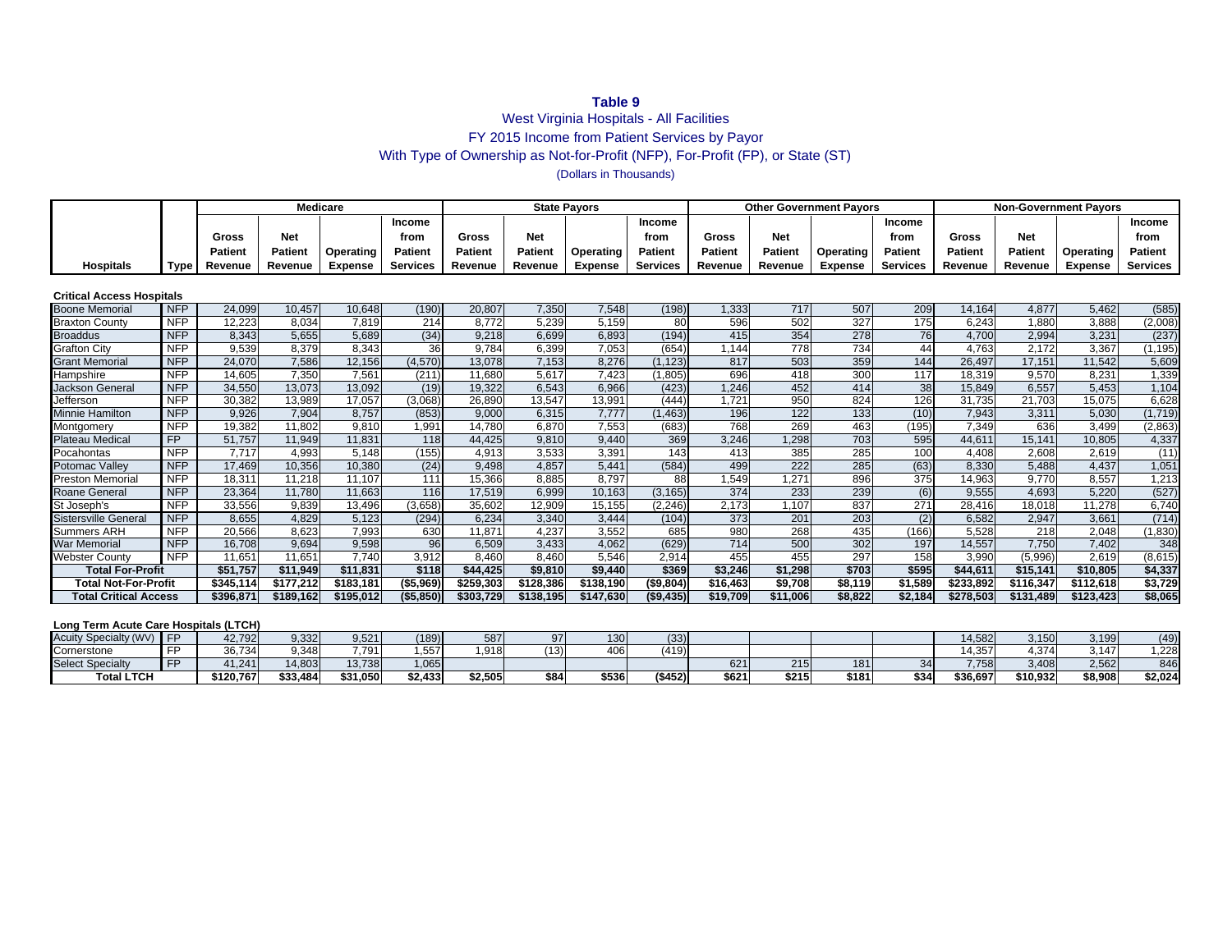**Table 9**

West Virginia Hospitals - All Facilities

FY 2015 Income from Patient Services by Payor

With Type of Ownership as Not-for-Profit (NFP), For-Profit (FP), or State (ST)

(Dollars in Thousands)

| Hospitals | Type | Medicare | | | | State Payors | | | | Other Government Payors | | | | Non-Government Payors | | | |
|---|---|---|---|---|---|---|---|---|---|---|---|---|---|---|---|---|---|
| | | Gross Patient Revenue | Net Patient Revenue | Operating Expense | Income from Patient Services | Gross Patient Revenue | Net Patient Revenue | Operating Expense | Income from Patient Services | Gross Patient Revenue | Net Patient Revenue | Operating Expense | Income from Patient Services | Gross Patient Revenue | Net Patient Revenue | Operating Expense | Income from Patient Services |
| **Critical Access Hospitals** | | | | | | | | | | | | | | | | | |
| Boone Memorial | NFP | 24,099 | 10,457 | 10,648 | (190) | 20,807 | 7,350 | 7,548 | (198) | 1,333 | 717 | 507 | 209 | 14,164 | 4,877 | 5,462 | (585) |
| Braxton County | NFP | 12,223 | 8,034 | 7,819 | 214 | 8,772 | 5,239 | 5,159 | 80 | 596 | 502 | 327 | 175 | 6,243 | 1,880 | 3,888 | (2,008) |
| Broaddus | NFP | 8,343 | 5,655 | 5,689 | (34) | 9,218 | 6,699 | 6,893 | (194) | 415 | 354 | 278 | 76 | 4,700 | 2,994 | 3,231 | (237) |
| Grafton City | NFP | 9,539 | 8,379 | 8,343 | 36 | 9,784 | 6,399 | 7,053 | (654) | 1,144 | 778 | 734 | 44 | 4,763 | 2,172 | 3,367 | (1,195) |
| Grant Memorial | NFP | 24,070 | 7,586 | 12,156 | (4,570) | 13,078 | 7,153 | 8,276 | (1,123) | 817 | 503 | 359 | 144 | 26,497 | 17,151 | 11,542 | 5,609 |
| Hampshire | NFP | 14,605 | 7,350 | 7,561 | (211) | 11,680 | 5,617 | 7,423 | (1,805) | 696 | 418 | 300 | 117 | 18,319 | 9,570 | 8,231 | 1,339 |
| Jackson General | NFP | 34,550 | 13,073 | 13,092 | (19) | 19,322 | 6,543 | 6,966 | (423) | 1,246 | 452 | 414 | 38 | 15,849 | 6,557 | 5,453 | 1,104 |
| Jefferson | NFP | 30,382 | 13,989 | 17,057 | (3,068) | 26,890 | 13,547 | 13,991 | (444) | 1,721 | 950 | 824 | 126 | 31,735 | 21,703 | 15,075 | 6,628 |
| Minnie Hamilton | NFP | 9,926 | 7,904 | 8,757 | (853) | 9,000 | 6,315 | 7,777 | (1,463) | 196 | 122 | 133 | (10) | 7,943 | 3,311 | 5,030 | (1,719) |
| Montgomery | NFP | 19,382 | 11,802 | 9,810 | 1,991 | 14,780 | 6,870 | 7,553 | (683) | 768 | 269 | 463 | (195) | 7,349 | 636 | 3,499 | (2,863) |
| Plateau Medical | FP | 51,757 | 11,949 | 11,831 | 118 | 44,425 | 9,810 | 9,440 | 369 | 3,246 | 1,298 | 703 | 595 | 44,611 | 15,141 | 10,805 | 4,337 |
| Pocahontas | NFP | 7,717 | 4,993 | 5,148 | (155) | 4,913 | 3,533 | 3,391 | 143 | 413 | 385 | 285 | 100 | 4,408 | 2,608 | 2,619 | (11) |
| Potomac Valley | NFP | 17,469 | 10,356 | 10,380 | (24) | 9,498 | 4,857 | 5,441 | (584) | 499 | 222 | 285 | (63) | 8,330 | 5,488 | 4,437 | 1,051 |
| Preston Memorial | NFP | 18,311 | 11,218 | 11,107 | 111 | 15,366 | 8,885 | 8,797 | 88 | 1,549 | 1,271 | 896 | 375 | 14,963 | 9,770 | 8,557 | 1,213 |
| Roane General | NFP | 23,364 | 11,780 | 11,663 | 116 | 17,519 | 6,999 | 10,163 | (3,165) | 374 | 233 | 239 | (6) | 9,555 | 4,693 | 5,220 | (527) |
| St Joseph's | NFP | 33,556 | 9,839 | 13,496 | (3,658) | 35,602 | 12,909 | 15,155 | (2,246) | 2,173 | 1,107 | 837 | 271 | 28,416 | 18,018 | 11,278 | 6,740 |
| Sistersville General | NFP | 8,655 | 4,829 | 5,123 | (294) | 6,234 | 3,340 | 3,444 | (104) | 373 | 201 | 203 | (2) | 6,582 | 2,947 | 3,661 | (714) |
| Summers ARH | NFP | 20,566 | 8,623 | 7,993 | 630 | 11,871 | 4,237 | 3,552 | 685 | 980 | 268 | 435 | (166) | 5,528 | 218 | 2,048 | (1,830) |
| War Memorial | NFP | 16,708 | 9,694 | 9,598 | 96 | 6,509 | 3,433 | 4,062 | (629) | 714 | 500 | 302 | 197 | 14,557 | 7,750 | 7,402 | 348 |
| Webster County | NFP | 11,651 | 11,651 | 7,740 | 3,912 | 8,460 | 8,460 | 5,546 | 2,914 | 455 | 455 | 297 | 158 | 3,990 | (5,996) | 2,619 | (8,615) |
| **Total For-Profit** | | **$51,757** | **$11,949** | **$11,831** | **$118** | **$44,425** | **$9,810** | **$9,440** | **$369** | **$3,246** | **$1,298** | **$703** | **$595** | **$44,611** | **$15,141** | **$10,805** | **$4,337** |
| **Total Not-For-Profit** | | **$345,114** | **$177,212** | **$183,181** | **($5,969)** | **$259,303** | **$128,386** | **$138,190** | **($9,804)** | **$16,463** | **$9,708** | **$8,119** | **$1,589** | **$233,892** | **$116,347** | **$112,618** | **$3,729** |
| **Total Critical Access** | | **$396,871** | **$189,162** | **$195,012** | **($5,850)** | **$303,729** | **$138,195** | **$147,630** | **($9,435)** | **$19,709** | **$11,006** | **$8,822** | **$2,184** | **$278,503** | **$131,489** | **$123,423** | **$8,065** |
| **Long Term Acute Care Hospitals (LTCH)** | | | | | | | | | | | | | | | | | |
| Acuity Specialty (WV) | FP | 42,792 | 9,332 | 9,521 | (189) | 587 | 97 | 130 | (33) | | | | | 14,582 | 3,150 | 3,199 | (49) |
| Cornerstone | FP | 36,734 | 9,348 | 7,791 | 1,557 | 1,918 | (13) | 406 | (419) | | | | | 14,357 | 4,374 | 3,147 | 1,228 |
| Select Specialty | FP | 41,241 | 14,803 | 13,738 | 1,065 | | | | | 621 | 215 | 181 | 34 | 7,758 | 3,408 | 2,562 | 846 |
| **Total LTCH** | | **$120,767** | **$33,484** | **$31,050** | **$2,433** | **$2,505** | **$84** | **$536** | **($452)** | **$621** | **$215** | **$181** | **$34** | **$36,697** | **$10,932** | **$8,908** | **$2,024** |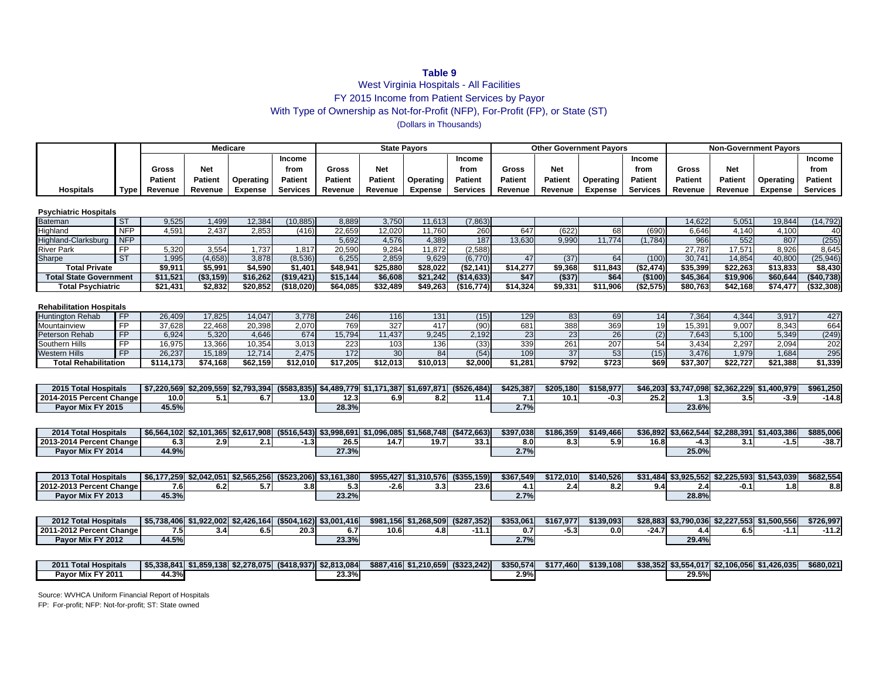**Table 9**

West Virginia Hospitals - All Facilities

FY 2015 Income from Patient Services by Payor

With Type of Ownership as Not-for-Profit (NFP), For-Profit (FP), or State (ST)

(Dollars in Thousands)

| | | Medicare | | | | State Payors | | | | Other Government Payors | | | | Non-Government Payors | | | |
|---|---|---|---|---|---|---|---|---|---|---|---|---|---|---|---|---|---|
| Hospitals | Type | Gross Patient Revenue | Net Patient Revenue | Operating Expense | Income from Patient Services | Gross Patient Revenue | Net Patient Revenue | Operating Expense | Income from Patient Services | Gross Patient Revenue | Net Patient Revenue | Operating Expense | Income from Patient Services | Gross Patient Revenue | Net Patient Revenue | Operating Expense | Income from Patient Services |
| **Psychiatric Hospitals** | | | | | | | | | | | | | | | | | |
| Bateman | ST | 9,525 | 1,499 | 12,384 | (10,885) | 8,889 | 3,750 | 11,613 | (7,863) | | | | | 14,622 | 5,051 | 19,844 | (14,792) |
| Highland | NFP | 4,591 | 2,437 | 2,853 | (416) | 22,659 | 12,020 | 11,760 | 260 | 647 | (622) | 68 | (690) | 6,646 | 4,140 | 4,100 | 40 |
| Highland-Clarksburg | NFP | | | | | 5,692 | 4,576 | 4,389 | 187 | 13,630 | 9,990 | 11,774 | (1,784) | 966 | 552 | 807 | (255) |
| River Park | FP | 5,320 | 3,554 | 1,737 | 1,817 | 20,590 | 9,284 | 11,872 | (2,588) | | | | | 27,787 | 17,571 | 8,926 | 8,645 |
| Sharpe | ST | 1,995 | (4,658) | 3,878 | (8,536) | 6,255 | 2,859 | 9,629 | (6,770) | 47 | (37) | 64 | (100) | 30,741 | 14,854 | 40,800 | (25,946) |
| **Total Private** | | **$9,911** | **$5,991** | **$4,590** | **$1,401** | **$48,941** | **$25,880** | **$28,022** | **($2,141)** | **$14,277** | **$9,368** | **$11,843** | **($2,474)** | **$35,399** | **$22,263** | **$13,833** | **$8,430** |
| **Total State Government** | | **$11,521** | **($3,159)** | **$16,262** | **($19,421)** | **$15,144** | **$6,608** | **$21,242** | **($14,633)** | **$47** | **($37)** | **$64** | **($100)** | **$45,364** | **$19,906** | **$60,644** | **($40,738)** |
| **Total Psychiatric** | | **$21,431** | **$2,832** | **$20,852** | **($18,020)** | **$64,085** | **$32,489** | **$49,263** | **($16,774)** | **$14,324** | **$9,331** | **$11,906** | **($2,575)** | **$80,763** | **$42,168** | **$74,477** | **($32,308)** |
| **Rehabilitation Hospitals** | | | | | | | | | | | | | | | | | |
| Huntington Rehab | FP | 26,409 | 17,825 | 14,047 | 3,778 | 246 | 116 | 131 | (15) | 129 | 83 | 69 | 14 | 7,364 | 4,344 | 3,917 | 427 |
| Mountainview | FP | 37,628 | 22,468 | 20,398 | 2,070 | 769 | 327 | 417 | (90) | 681 | 388 | 369 | 19 | 15,391 | 9,007 | 8,343 | 664 |
| Peterson Rehab | FP | 6,924 | 5,320 | 4,646 | 674 | 15,794 | 11,437 | 9,245 | 2,192 | 23 | 23 | 26 | (2) | 7,643 | 5,100 | 5,349 | (249) |
| Southern Hills | FP | 16,975 | 13,366 | 10,354 | 3,013 | 223 | 103 | 136 | (33) | 339 | 261 | 207 | 54 | 3,434 | 2,297 | 2,094 | 202 |
| Western Hills | FP | 26,237 | 15,189 | 12,714 | 2,475 | 172 | 30 | 84 | (54) | 109 | 37 | 53 | (15) | 3,476 | 1,979 | 1,684 | 295 |
| **Total Rehabilitation** | | **$114,173** | **$74,168** | **$62,159** | **$12,010** | **$17,205** | **$12,013** | **$10,013** | **$2,000** | **$1,281** | **$792** | **$723** | **$69** | **$37,307** | **$22,727** | **$21,388** | **$1,339** |
| **2015 Total Hospitals** | | **$7,220,569** | **$2,209,559** | **$2,793,394** | **($583,835)** | **$4,489,779** | **$1,171,387** | **$1,697,871** | **($526,484)** | **$425,387** | **$205,180** | **$158,977** | **$46,203** | **$3,747,098** | **$2,362,229** | **$1,400,979** | **$961,250** |
| **2014-2015 Percent Change** | | **10.0** | **5.1** | **6.7** | **13.0** | **12.3** | **6.9** | **8.2** | **11.4** | **7.1** | **10.1** | **-0.3** | **25.2** | **1.3** | **3.5** | **-3.9** | **-14.8** |
| **Payor Mix FY 2015** | | **45.5%** | | | | **28.3%** | | | | **2.7%** | | | | **23.6%** | | | |
| **2014 Total Hospitals** | | **$6,564,102** | **$2,101,365** | **$2,617,908** | **($516,543)** | **$3,998,691** | **$1,096,085** | **$1,568,748** | **($472,663)** | **$397,038** | **$186,359** | **$149,466** | **$36,892** | **$3,662,544** | **$2,288,391** | **$1,403,386** | **$885,006** |
| **2013-2014 Percent Change** | | **6.3** | **2.9** | **2.1** | **-1.3** | **26.5** | **14.7** | **19.7** | **33.1** | **8.0** | **8.3** | **5.9** | **16.8** | **-4.3** | **3.1** | **-1.5** | **-38.7** |
| **Payor Mix FY 2014** | | **44.9%** | | | | **27.3%** | | | | **2.7%** | | | | **25.0%** | | | |
| **2013 Total Hospitals** | | **$6,177,259** | **$2,042,051** | **$2,565,256** | **($523,206)** | **$3,161,380** | **$955,427** | **$1,310,576** | **($355,159)** | **$367,549** | **$172,010** | **$140,526** | **$31,484** | **$3,925,552** | **$2,225,593** | **$1,543,039** | **$682,554** |
| **2012-2013 Percent Change** | | **7.6** | **6.2** | **5.7** | **3.8** | **5.3** | **-2.6** | **3.3** | **23.6** | **4.1** | **2.4** | **8.2** | **9.4** | **2.4** | **-0.1** | **1.8** | **8.8** |
| **Payor Mix FY 2013** | | **45.3%** | | | | **23.2%** | | | | **2.7%** | | | | **28.8%** | | | |
| **2012 Total Hospitals** | | **$5,738,406** | **$1,922,002** | **$2,426,164** | **($504,162)** | **$3,001,416** | **$981,156** | **$1,268,509** | **($287,352)** | **$353,061** | **$167,977** | **$139,093** | **$28,883** | **$3,790,036** | **$2,227,553** | **$1,500,556** | **$726,997** |
| **2011-2012 Percent Change** | | **7.5** | **3.4** | **6.5** | **20.3** | **6.7** | **10.6** | **4.8** | **-11.1** | **0.7** | **-5.3** | **0.0** | **-24.7** | **4.4** | **6.5** | **-1.1** | **-11.2** |
| **Payor Mix FY 2012** | | **44.5%** | | | | **23.3%** | | | | **2.7%** | | | | **29.4%** | | | |
| **2011 Total Hospitals** | | **$5,338,841** | **$1,859,138** | **$2,278,075** | **($418,937)** | **$2,813,084** | **$887,416** | **$1,210,659** | **($323,242)** | **$350,574** | **$177,460** | **$139,108** | **$38,352** | **$3,554,017** | **$2,106,056** | **$1,426,035** | **$680,021** |
| **Payor Mix FY 2011** | | **44.3%** | | | | **23.3%** | | | | **2.9%** | | | | **29.5%** | | | |

Source: WVHCA Uniform Financial Report of Hospitals

FP: For-profit; NFP: Not-for-profit; ST: State owned